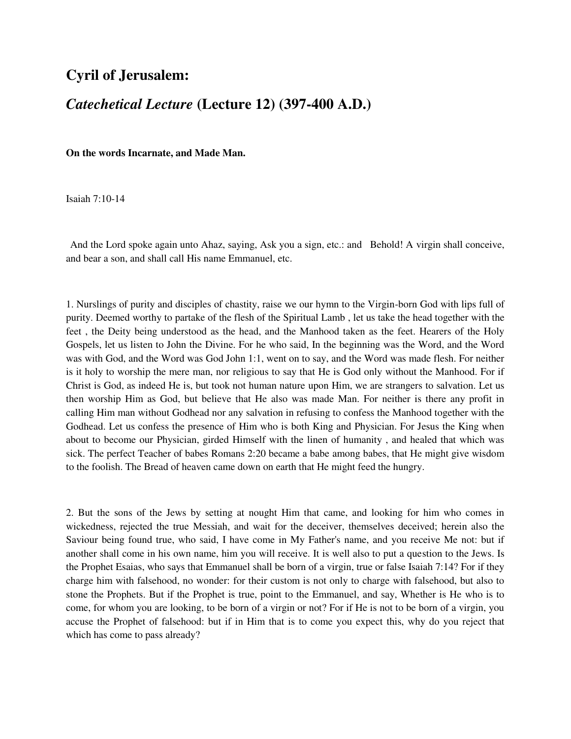# Cyril of Jerusalem:

## *Catechetical Lecture* (Lecture 12) (397-400 A.D.)

**On the words Incarnate, and Made Man.**

Isaiah 7:10-14

And the Lord spoke again unto Ahaz, saying, Ask you a sign, etc.: and Behold! A virgin shall conceive, and bear a son, and shall call His name Emmanuel, etc.

1. Nurslings of purity and disciples of chastity, raise we our hymn to the Virgin-born God with lips full of purity. Deemed worthy to partake of the flesh of the Spiritual Lamb , let us take the head together with the feet , the Deity being understood as the head, and the Manhood taken as the feet. Hearers of the Holy Gospels, let us listen to John the Divine. For he who said, In the beginning was the Word, and the Word was with God, and the Word was God John 1:1, went on to say, and the Word was made flesh. For neither is it holy to worship the mere man, nor religious to say that He is God only without the Manhood. For if Christ is God, as indeed He is, but took not human nature upon Him, we are strangers to salvation. Let us then worship Him as God, but believe that He also was made Man. For neither is there any profit in calling Him man without Godhead nor any salvation in refusing to confess the Manhood together with the Godhead. Let us confess the presence of Him who is both King and Physician. For Jesus the King when about to become our Physician, girded Himself with the linen of humanity , and healed that which was sick. The perfect Teacher of babes Romans 2:20 became a babe among babes, that He might give wisdom to the foolish. The Bread of heaven came down on earth that He might feed the hungry.

2. But the sons of the Jews by setting at nought Him that came, and looking for him who comes in wickedness, rejected the true Messiah, and wait for the deceiver, themselves deceived; herein also the Saviour being found true, who said, I have come in My Father's name, and you receive Me not: but if another shall come in his own name, him you will receive. It is well also to put a question to the Jews. Is the Prophet Esaias, who says that Emmanuel shall be born of a virgin, true or false Isaiah 7:14? For if they charge him with falsehood, no wonder: for their custom is not only to charge with falsehood, but also to stone the Prophets. But if the Prophet is true, point to the Emmanuel, and say, Whether is He who is to come, for whom you are looking, to be born of a virgin or not? For if He is not to be born of a virgin, you accuse the Prophet of falsehood: but if in Him that is to come you expect this, why do you reject that which has come to pass already?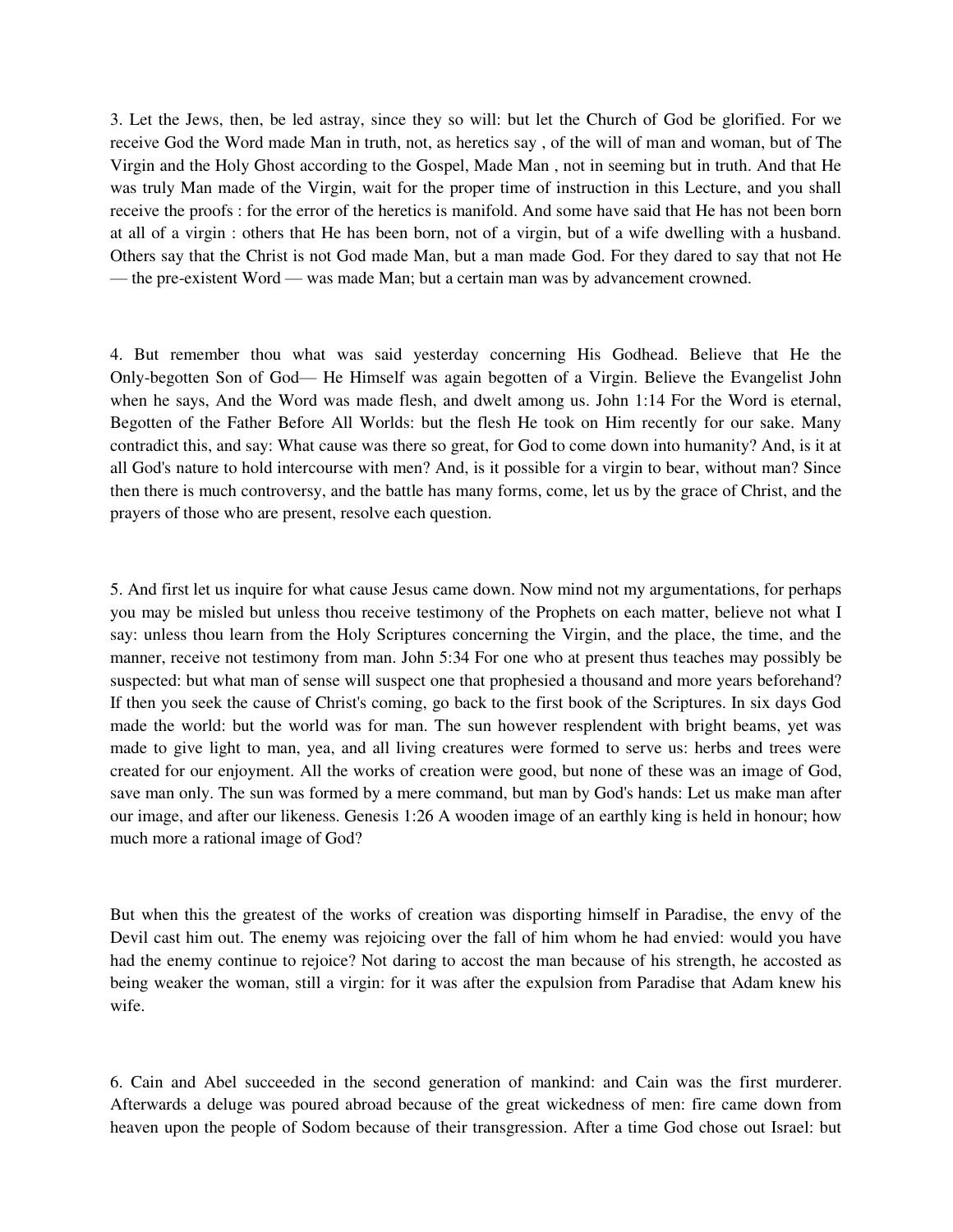3. Let the Jews, then, be led astray, since they so will: but let the Church of God be glorified. For we receive God the Word made Man in truth, not, as heretics say , of the will of man and woman, but of The Virgin and the Holy Ghost according to the Gospel, Made Man , not in seeming but in truth. And that He was truly Man made of the Virgin, wait for the proper time of instruction in this Lecture, and you shall receive the proofs : for the error of the heretics is manifold. And some have said that He has not been born at all of a virgin : others that He has been born, not of a virgin, but of a wife dwelling with a husband. Others say that the Christ is not God made Man, but a man made God. For they dared to say that not He — the pre-existent Word — was made Man; but a certain man was by advancement crowned.

4. But remember thou what was said yesterday concerning His Godhead. Believe that He the Only-begotten Son of God— He Himself was again begotten of a Virgin. Believe the Evangelist John when he says, And the Word was made flesh, and dwelt among us. John 1:14 For the Word is eternal, Begotten of the Father Before All Worlds: but the flesh He took on Him recently for our sake. Many contradict this, and say: What cause was there so great, for God to come down into humanity? And, is it at all God's nature to hold intercourse with men? And, is it possible for a virgin to bear, without man? Since then there is much controversy, and the battle has many forms, come, let us by the grace of Christ, and the prayers of those who are present, resolve each question.

5. And first let us inquire for what cause Jesus came down. Now mind not my argumentations, for perhaps you may be misled but unless thou receive testimony of the Prophets on each matter, believe not what I say: unless thou learn from the Holy Scriptures concerning the Virgin, and the place, the time, and the manner, receive not testimony from man. John 5:34 For one who at present thus teaches may possibly be suspected: but what man of sense will suspect one that prophesied a thousand and more years beforehand? If then you seek the cause of Christ's coming, go back to the first book of the Scriptures. In six days God made the world: but the world was for man. The sun however resplendent with bright beams, yet was made to give light to man, yea, and all living creatures were formed to serve us: herbs and trees were created for our enjoyment. All the works of creation were good, but none of these was an image of God, save man only. The sun was formed by a mere command, but man by God's hands: Let us make man after our image, and after our likeness. Genesis 1:26 A wooden image of an earthly king is held in honour; how much more a rational image of God?

But when this the greatest of the works of creation was disporting himself in Paradise, the envy of the Devil cast him out. The enemy was rejoicing over the fall of him whom he had envied: would you have had the enemy continue to rejoice? Not daring to accost the man because of his strength, he accosted as being weaker the woman, still a virgin: for it was after the expulsion from Paradise that Adam knew his wife.

6. Cain and Abel succeeded in the second generation of mankind: and Cain was the first murderer. Afterwards a deluge was poured abroad because of the great wickedness of men: fire came down from heaven upon the people of Sodom because of their transgression. After a time God chose out Israel: but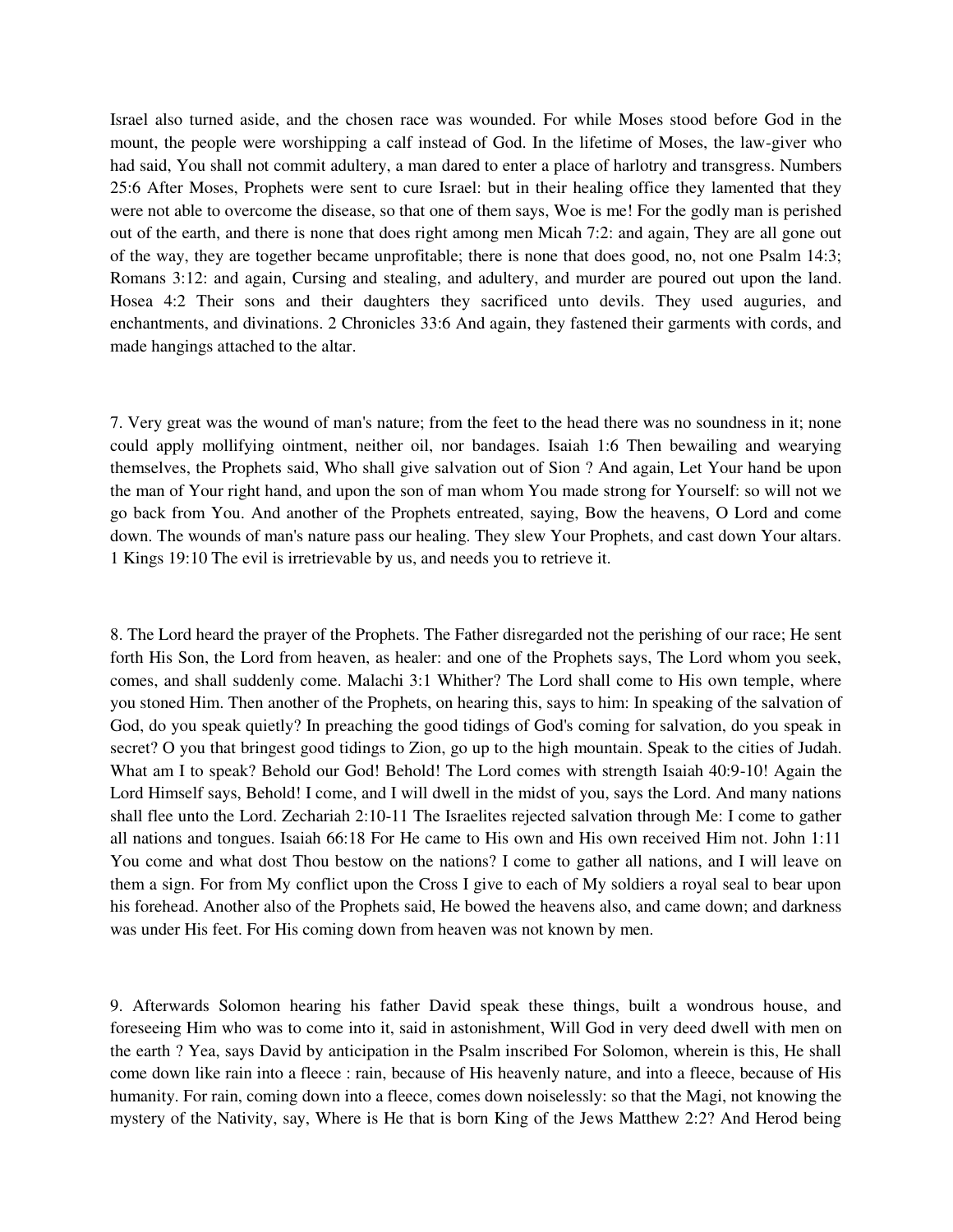Israel also turned aside, and the chosen race was wounded. For while Moses stood before God in the mount, the people were worshipping a calf instead of God. In the lifetime of Moses, the law-giver who had said, You shall not commit adultery, a man dared to enter a place of harlotry and transgress. Numbers 25:6 After Moses, Prophets were sent to cure Israel: but in their healing office they lamented that they were not able to overcome the disease, so that one of them says, Woe is me! For the godly man is perished out of the earth, and there is none that does right among men Micah 7:2: and again, They are all gone out of the way, they are together became unprofitable; there is none that does good, no, not one Psalm 14:3; Romans 3:12: and again, Cursing and stealing, and adultery, and murder are poured out upon the land. Hosea 4:2 Their sons and their daughters they sacrificed unto devils. They used auguries, and enchantments, and divinations. 2 Chronicles 33:6 And again, they fastened their garments with cords, and made hangings attached to the altar.

7. Very great was the wound of man's nature; from the feet to the head there was no soundness in it; none could apply mollifying ointment, neither oil, nor bandages. Isaiah 1:6 Then bewailing and wearying themselves, the Prophets said, Who shall give salvation out of Sion ? And again, Let Your hand be upon the man of Your right hand, and upon the son of man whom You made strong for Yourself: so will not we go back from You. And another of the Prophets entreated, saying, Bow the heavens, O Lord and come down. The wounds of man's nature pass our healing. They slew Your Prophets, and cast down Your altars. 1 Kings 19:10 The evil is irretrievable by us, and needs you to retrieve it.

8. The Lord heard the prayer of the Prophets. The Father disregarded not the perishing of our race; He sent forth His Son, the Lord from heaven, as healer: and one of the Prophets says, The Lord whom you seek, comes, and shall suddenly come. Malachi 3:1 Whither? The Lord shall come to His own temple, where you stoned Him. Then another of the Prophets, on hearing this, says to him: In speaking of the salvation of God, do you speak quietly? In preaching the good tidings of God's coming for salvation, do you speak in secret? O you that bringest good tidings to Zion, go up to the high mountain. Speak to the cities of Judah. What am I to speak? Behold our God! Behold! The Lord comes with strength Isaiah 40:9-10! Again the Lord Himself says, Behold! I come, and I will dwell in the midst of you, says the Lord. And many nations shall flee unto the Lord. Zechariah 2:10-11 The Israelites rejected salvation through Me: I come to gather all nations and tongues. Isaiah 66:18 For He came to His own and His own received Him not. John 1:11 You come and what dost Thou bestow on the nations? I come to gather all nations, and I will leave on them a sign. For from My conflict upon the Cross I give to each of My soldiers a royal seal to bear upon his forehead. Another also of the Prophets said, He bowed the heavens also, and came down; and darkness was under His feet. For His coming down from heaven was not known by men.

9. Afterwards Solomon hearing his father David speak these things, built a wondrous house, and foreseeing Him who was to come into it, said in astonishment, Will God in very deed dwell with men on the earth ? Yea, says David by anticipation in the Psalm inscribed For Solomon, wherein is this, He shall come down like rain into a fleece : rain, because of His heavenly nature, and into a fleece, because of His humanity. For rain, coming down into a fleece, comes down noiselessly: so that the Magi, not knowing the mystery of the Nativity, say, Where is He that is born King of the Jews Matthew 2:2? And Herod being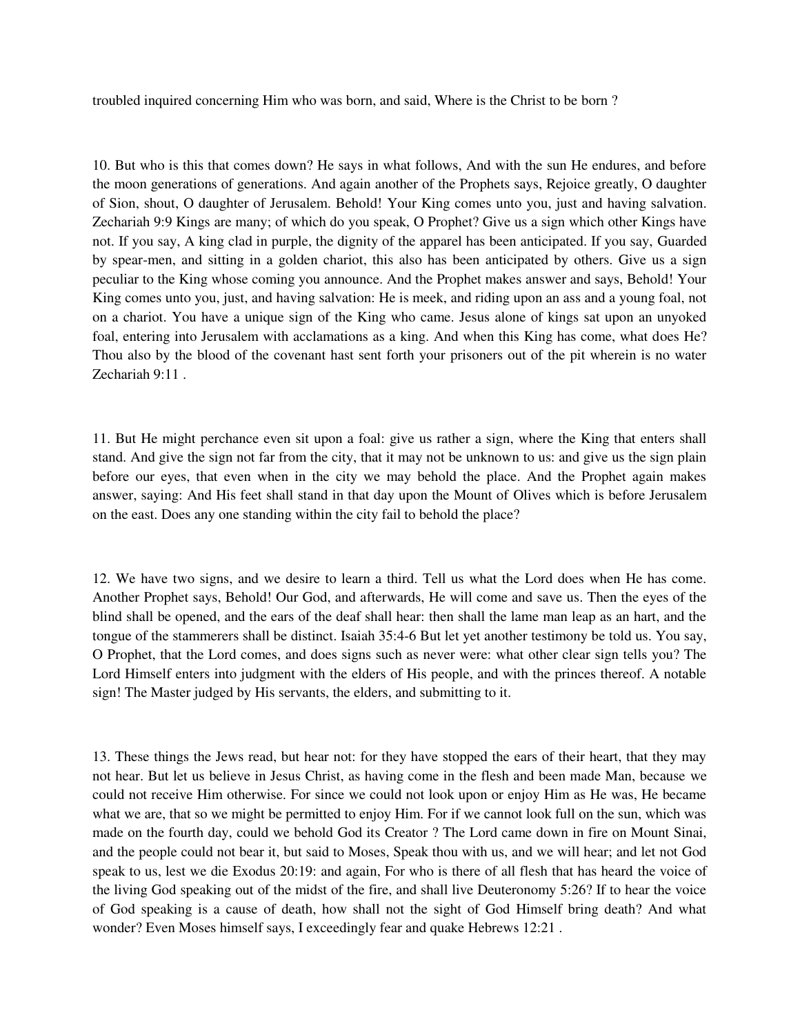troubled inquired concerning Him who was born, and said, Where is the Christ to be born ?

10. But who is this that comes down? He says in what follows, And with the sun He endures, and before the moon generations of generations. And again another of the Prophets says, Rejoice greatly, O daughter of Sion, shout, O daughter of Jerusalem. Behold! Your King comes unto you, just and having salvation. Zechariah 9:9 Kings are many; of which do you speak, O Prophet? Give us a sign which other Kings have not. If you say, A king clad in purple, the dignity of the apparel has been anticipated. If you say, Guarded by spear-men, and sitting in a golden chariot, this also has been anticipated by others. Give us a sign peculiar to the King whose coming you announce. And the Prophet makes answer and says, Behold! Your King comes unto you, just, and having salvation: He is meek, and riding upon an ass and a young foal, not on a chariot. You have a unique sign of the King who came. Jesus alone of kings sat upon an unyoked foal, entering into Jerusalem with acclamations as a king. And when this King has come, what does He? Thou also by the blood of the covenant hast sent forth your prisoners out of the pit wherein is no water Zechariah 9:11 .

11. But He might perchance even sit upon a foal: give us rather a sign, where the King that enters shall stand. And give the sign not far from the city, that it may not be unknown to us: and give us the sign plain before our eyes, that even when in the city we may behold the place. And the Prophet again makes answer, saying: And His feet shall stand in that day upon the Mount of Olives which is before Jerusalem on the east. Does any one standing within the city fail to behold the place?

12. We have two signs, and we desire to learn a third. Tell us what the Lord does when He has come. Another Prophet says, Behold! Our God, and afterwards, He will come and save us. Then the eyes of the blind shall be opened, and the ears of the deaf shall hear: then shall the lame man leap as an hart, and the tongue of the stammerers shall be distinct. Isaiah 35:4-6 But let yet another testimony be told us. You say, O Prophet, that the Lord comes, and does signs such as never were: what other clear sign tells you? The Lord Himself enters into judgment with the elders of His people, and with the princes thereof. A notable sign! The Master judged by His servants, the elders, and submitting to it.

13. These things the Jews read, but hear not: for they have stopped the ears of their heart, that they may not hear. But let us believe in Jesus Christ, as having come in the flesh and been made Man, because we could not receive Him otherwise. For since we could not look upon or enjoy Him as He was, He became what we are, that so we might be permitted to enjoy Him. For if we cannot look full on the sun, which was made on the fourth day, could we behold God its Creator ? The Lord came down in fire on Mount Sinai, and the people could not bear it, but said to Moses, Speak thou with us, and we will hear; and let not God speak to us, lest we die Exodus 20:19: and again, For who is there of all flesh that has heard the voice of the living God speaking out of the midst of the fire, and shall live Deuteronomy 5:26? If to hear the voice of God speaking is a cause of death, how shall not the sight of God Himself bring death? And what wonder? Even Moses himself says, I exceedingly fear and quake Hebrews 12:21 .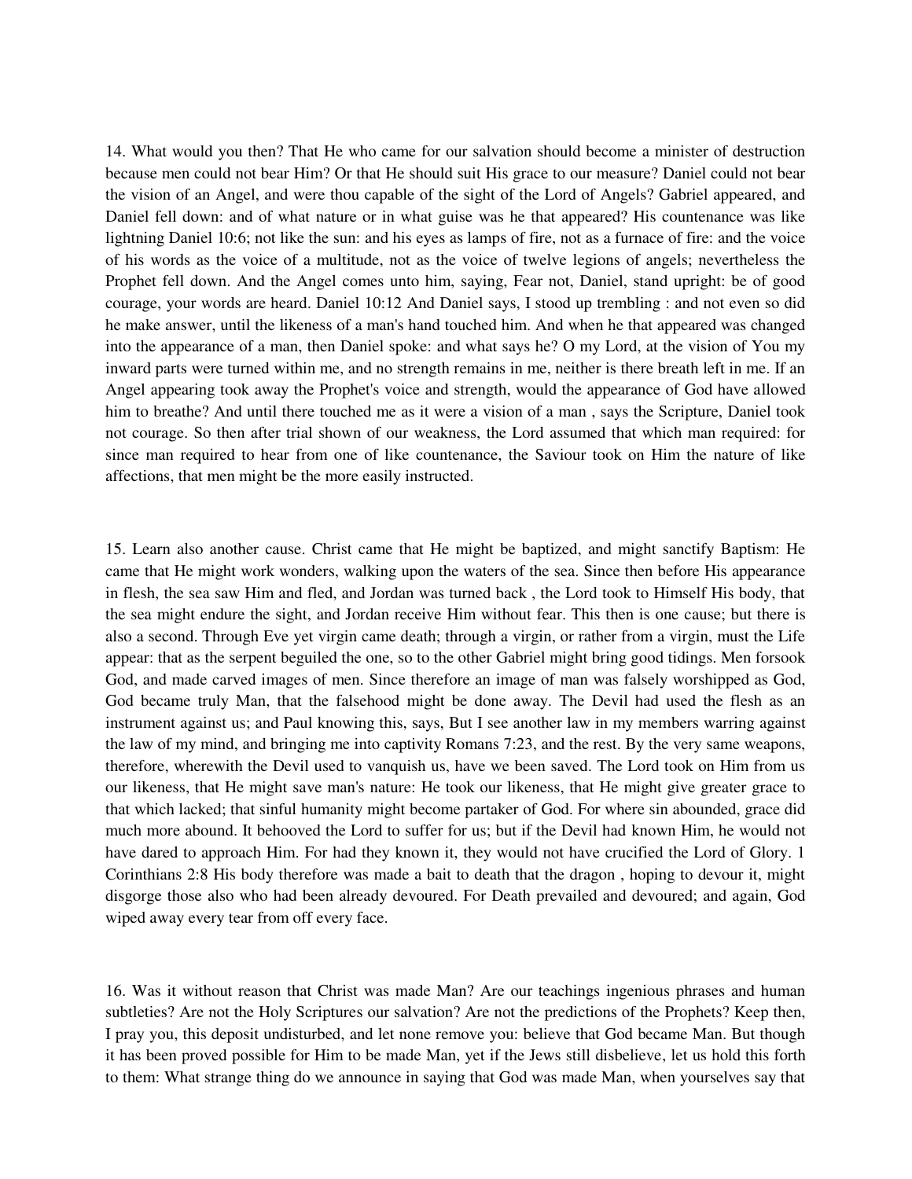14. What would you then? That He who came for our salvation should become a minister of destruction because men could not bear Him? Or that He should suit His grace to our measure? Daniel could not bear the vision of an Angel, and were thou capable of the sight of the Lord of Angels? Gabriel appeared, and Daniel fell down: and of what nature or in what guise was he that appeared? His countenance was like lightning Daniel 10:6; not like the sun: and his eyes as lamps of fire, not as a furnace of fire: and the voice of his words as the voice of a multitude, not as the voice of twelve legions of angels; nevertheless the Prophet fell down. And the Angel comes unto him, saying, Fear not, Daniel, stand upright: be of good courage, your words are heard. Daniel 10:12 And Daniel says, I stood up trembling : and not even so did he make answer, until the likeness of a man's hand touched him. And when he that appeared was changed into the appearance of a man, then Daniel spoke: and what says he? O my Lord, at the vision of You my inward parts were turned within me, and no strength remains in me, neither is there breath left in me. If an Angel appearing took away the Prophet's voice and strength, would the appearance of God have allowed him to breathe? And until there touched me as it were a vision of a man , says the Scripture, Daniel took not courage. So then after trial shown of our weakness, the Lord assumed that which man required: for since man required to hear from one of like countenance, the Saviour took on Him the nature of like affections, that men might be the more easily instructed.

15. Learn also another cause. Christ came that He might be baptized, and might sanctify Baptism: He came that He might work wonders, walking upon the waters of the sea. Since then before His appearance in flesh, the sea saw Him and fled, and Jordan was turned back , the Lord took to Himself His body, that the sea might endure the sight, and Jordan receive Him without fear. This then is one cause; but there is also a second. Through Eve yet virgin came death; through a virgin, or rather from a virgin, must the Life appear: that as the serpent beguiled the one, so to the other Gabriel might bring good tidings. Men forsook God, and made carved images of men. Since therefore an image of man was falsely worshipped as God, God became truly Man, that the falsehood might be done away. The Devil had used the flesh as an instrument against us; and Paul knowing this, says, But I see another law in my members warring against the law of my mind, and bringing me into captivity Romans 7:23, and the rest. By the very same weapons, therefore, wherewith the Devil used to vanquish us, have we been saved. The Lord took on Him from us our likeness, that He might save man's nature: He took our likeness, that He might give greater grace to that which lacked; that sinful humanity might become partaker of God. For where sin abounded, grace did much more abound. It behooved the Lord to suffer for us; but if the Devil had known Him, he would not have dared to approach Him. For had they known it, they would not have crucified the Lord of Glory. 1 Corinthians 2:8 His body therefore was made a bait to death that the dragon , hoping to devour it, might disgorge those also who had been already devoured. For Death prevailed and devoured; and again, God wiped away every tear from off every face.

16. Was it without reason that Christ was made Man? Are our teachings ingenious phrases and human subtleties? Are not the Holy Scriptures our salvation? Are not the predictions of the Prophets? Keep then, I pray you, this deposit undisturbed, and let none remove you: believe that God became Man. But though it has been proved possible for Him to be made Man, yet if the Jews still disbelieve, let us hold this forth to them: What strange thing do we announce in saying that God was made Man, when yourselves say that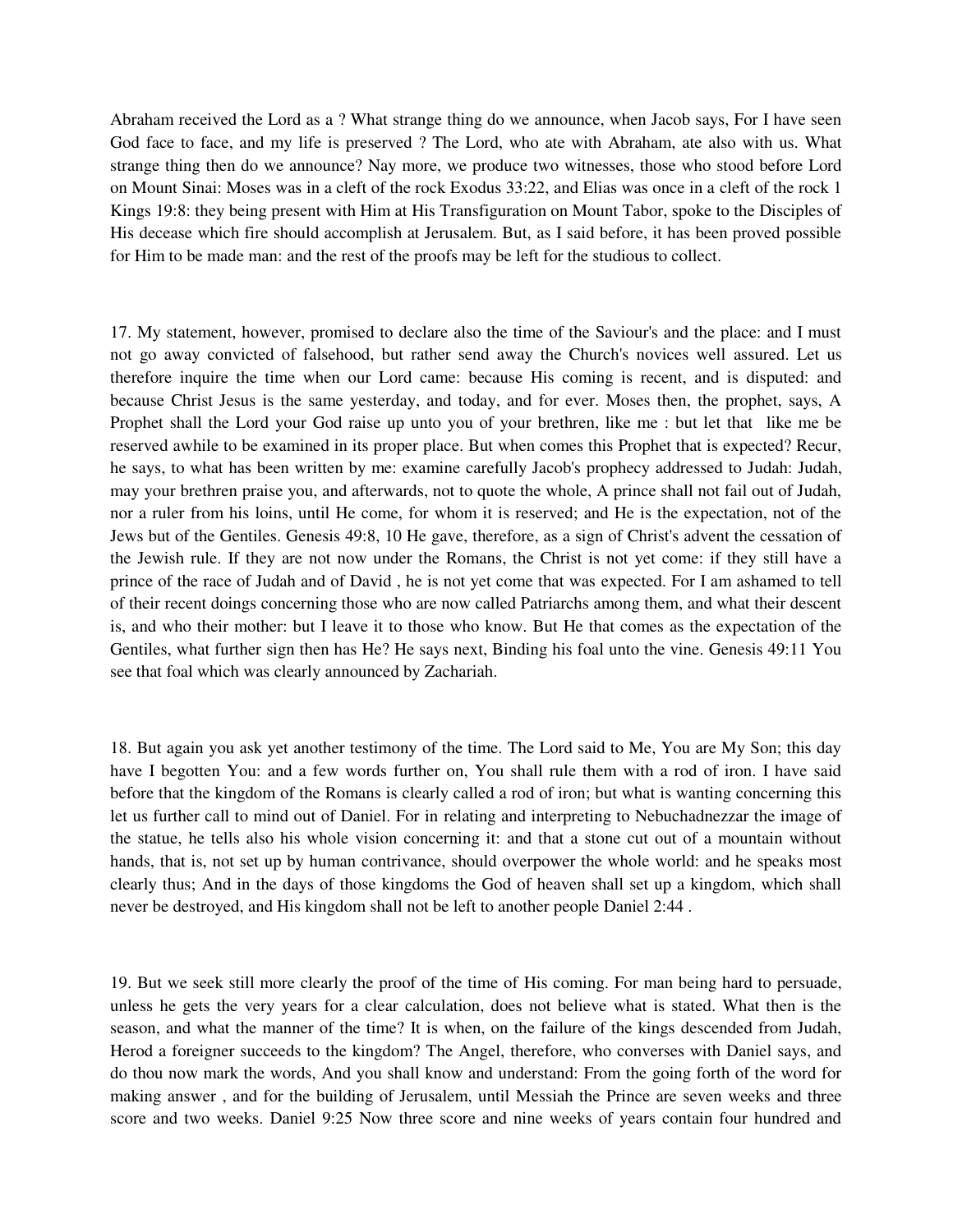Abraham received the Lord as a ? What strange thing do we announce, when Jacob says, For I have seen God face to face, and my life is preserved ? The Lord, who ate with Abraham, ate also with us. What strange thing then do we announce? Nay more, we produce two witnesses, those who stood before Lord on Mount Sinai: Moses was in a cleft of the rock Exodus 33:22, and Elias was once in a cleft of the rock 1 Kings 19:8: they being present with Him at His Transfiguration on Mount Tabor, spoke to the Disciples of His decease which fire should accomplish at Jerusalem. But, as I said before, it has been proved possible for Him to be made man: and the rest of the proofs may be left for the studious to collect.

17. My statement, however, promised to declare also the time of the Saviour's and the place: and I must not go away convicted of falsehood, but rather send away the Church's novices well assured. Let us therefore inquire the time when our Lord came: because His coming is recent, and is disputed: and because Christ Jesus is the same yesterday, and today, and for ever. Moses then, the prophet, says, A Prophet shall the Lord your God raise up unto you of your brethren, like me : but let that like me be reserved awhile to be examined in its proper place. But when comes this Prophet that is expected? Recur, he says, to what has been written by me: examine carefully Jacob's prophecy addressed to Judah: Judah, may your brethren praise you, and afterwards, not to quote the whole, A prince shall not fail out of Judah, nor a ruler from his loins, until He come, for whom it is reserved; and He is the expectation, not of the Jews but of the Gentiles. Genesis 49:8, 10 He gave, therefore, as a sign of Christ's advent the cessation of the Jewish rule. If they are not now under the Romans, the Christ is not yet come: if they still have a prince of the race of Judah and of David , he is not yet come that was expected. For I am ashamed to tell of their recent doings concerning those who are now called Patriarchs among them, and what their descent is, and who their mother: but I leave it to those who know. But He that comes as the expectation of the Gentiles, what further sign then has He? He says next, Binding his foal unto the vine. Genesis 49:11 You see that foal which was clearly announced by Zachariah.

18. But again you ask yet another testimony of the time. The Lord said to Me, You are My Son; this day have I begotten You: and a few words further on, You shall rule them with a rod of iron. I have said before that the kingdom of the Romans is clearly called a rod of iron; but what is wanting concerning this let us further call to mind out of Daniel. For in relating and interpreting to Nebuchadnezzar the image of the statue, he tells also his whole vision concerning it: and that a stone cut out of a mountain without hands, that is, not set up by human contrivance, should overpower the whole world: and he speaks most clearly thus; And in the days of those kingdoms the God of heaven shall set up a kingdom, which shall never be destroyed, and His kingdom shall not be left to another people Daniel 2:44 .

19. But we seek still more clearly the proof of the time of His coming. For man being hard to persuade, unless he gets the very years for a clear calculation, does not believe what is stated. What then is the season, and what the manner of the time? It is when, on the failure of the kings descended from Judah, Herod a foreigner succeeds to the kingdom? The Angel, therefore, who converses with Daniel says, and do thou now mark the words, And you shall know and understand: From the going forth of the word for making answer , and for the building of Jerusalem, until Messiah the Prince are seven weeks and three score and two weeks. Daniel 9:25 Now three score and nine weeks of years contain four hundred and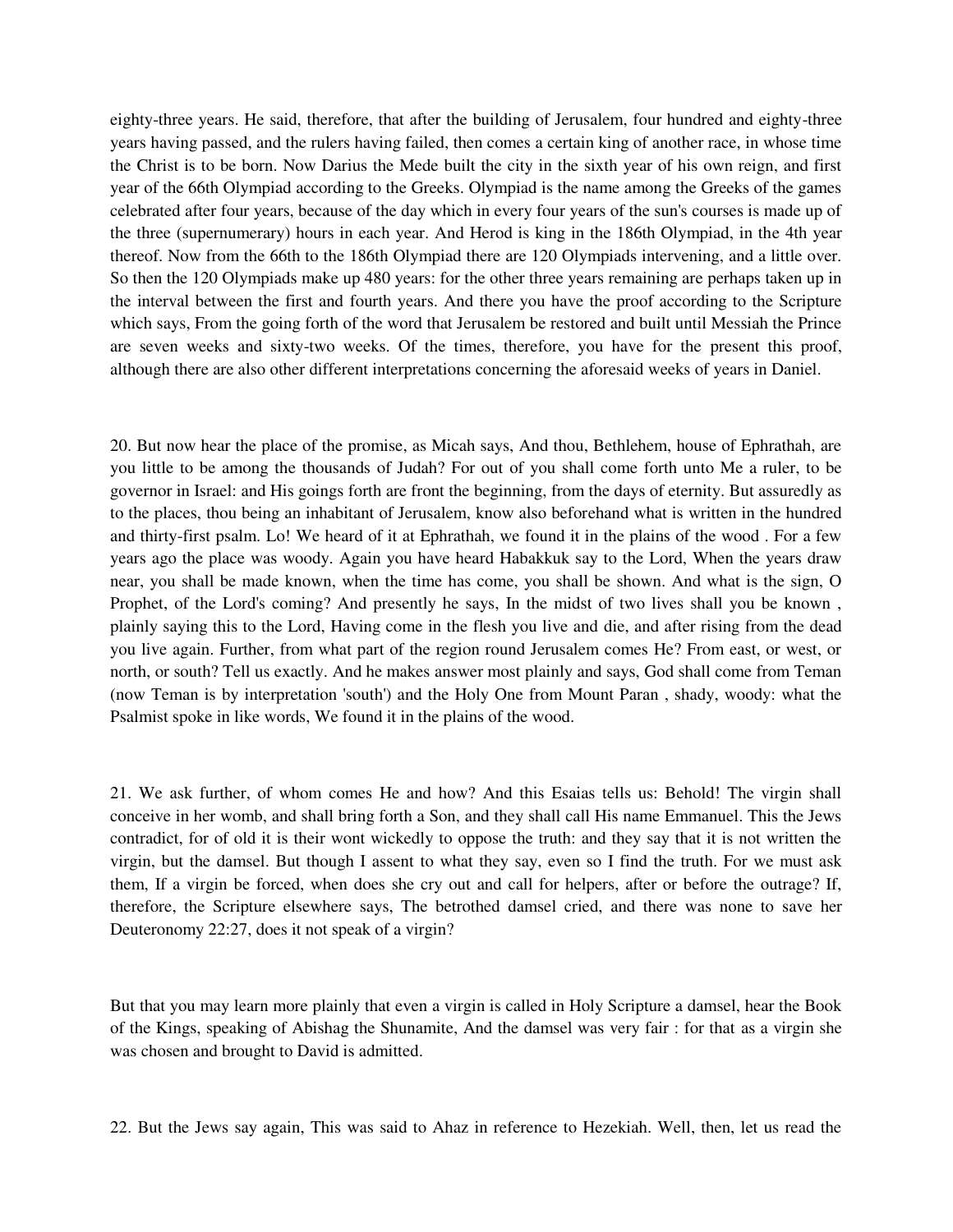eighty-three years. He said, therefore, that after the building of Jerusalem, four hundred and eighty-three years having passed, and the rulers having failed, then comes a certain king of another race, in whose time the Christ is to be born. Now Darius the Mede built the city in the sixth year of his own reign, and first year of the 66th Olympiad according to the Greeks. Olympiad is the name among the Greeks of the games celebrated after four years, because of the day which in every four years of the sun's courses is made up of the three (supernumerary) hours in each year. And Herod is king in the 186th Olympiad, in the 4th year thereof. Now from the 66th to the 186th Olympiad there are 120 Olympiads intervening, and a little over. So then the 120 Olympiads make up 480 years: for the other three years remaining are perhaps taken up in the interval between the first and fourth years. And there you have the proof according to the Scripture which says, From the going forth of the word that Jerusalem be restored and built until Messiah the Prince are seven weeks and sixty-two weeks. Of the times, therefore, you have for the present this proof, although there are also other different interpretations concerning the aforesaid weeks of years in Daniel.

20. But now hear the place of the promise, as Micah says, And thou, Bethlehem, house of Ephrathah, are you little to be among the thousands of Judah? For out of you shall come forth unto Me a ruler, to be governor in Israel: and His goings forth are front the beginning, from the days of eternity. But assuredly as to the places, thou being an inhabitant of Jerusalem, know also beforehand what is written in the hundred and thirty-first psalm. Lo! We heard of it at Ephrathah, we found it in the plains of the wood . For a few years ago the place was woody. Again you have heard Habakkuk say to the Lord, When the years draw near, you shall be made known, when the time has come, you shall be shown. And what is the sign, O Prophet, of the Lord's coming? And presently he says, In the midst of two lives shall you be known , plainly saying this to the Lord, Having come in the flesh you live and die, and after rising from the dead you live again. Further, from what part of the region round Jerusalem comes He? From east, or west, or north, or south? Tell us exactly. And he makes answer most plainly and says, God shall come from Teman (now Teman is by interpretation 'south') and the Holy One from Mount Paran , shady, woody: what the Psalmist spoke in like words, We found it in the plains of the wood.

21. We ask further, of whom comes He and how? And this Esaias tells us: Behold! The virgin shall conceive in her womb, and shall bring forth a Son, and they shall call His name Emmanuel. This the Jews contradict, for of old it is their wont wickedly to oppose the truth: and they say that it is not written the virgin, but the damsel. But though I assent to what they say, even so I find the truth. For we must ask them, If a virgin be forced, when does she cry out and call for helpers, after or before the outrage? If, therefore, the Scripture elsewhere says, The betrothed damsel cried, and there was none to save her Deuteronomy 22:27, does it not speak of a virgin?

But that you may learn more plainly that even a virgin is called in Holy Scripture a damsel, hear the Book of the Kings, speaking of Abishag the Shunamite, And the damsel was very fair : for that as a virgin she was chosen and brought to David is admitted.

22. But the Jews say again, This was said to Ahaz in reference to Hezekiah. Well, then, let us read the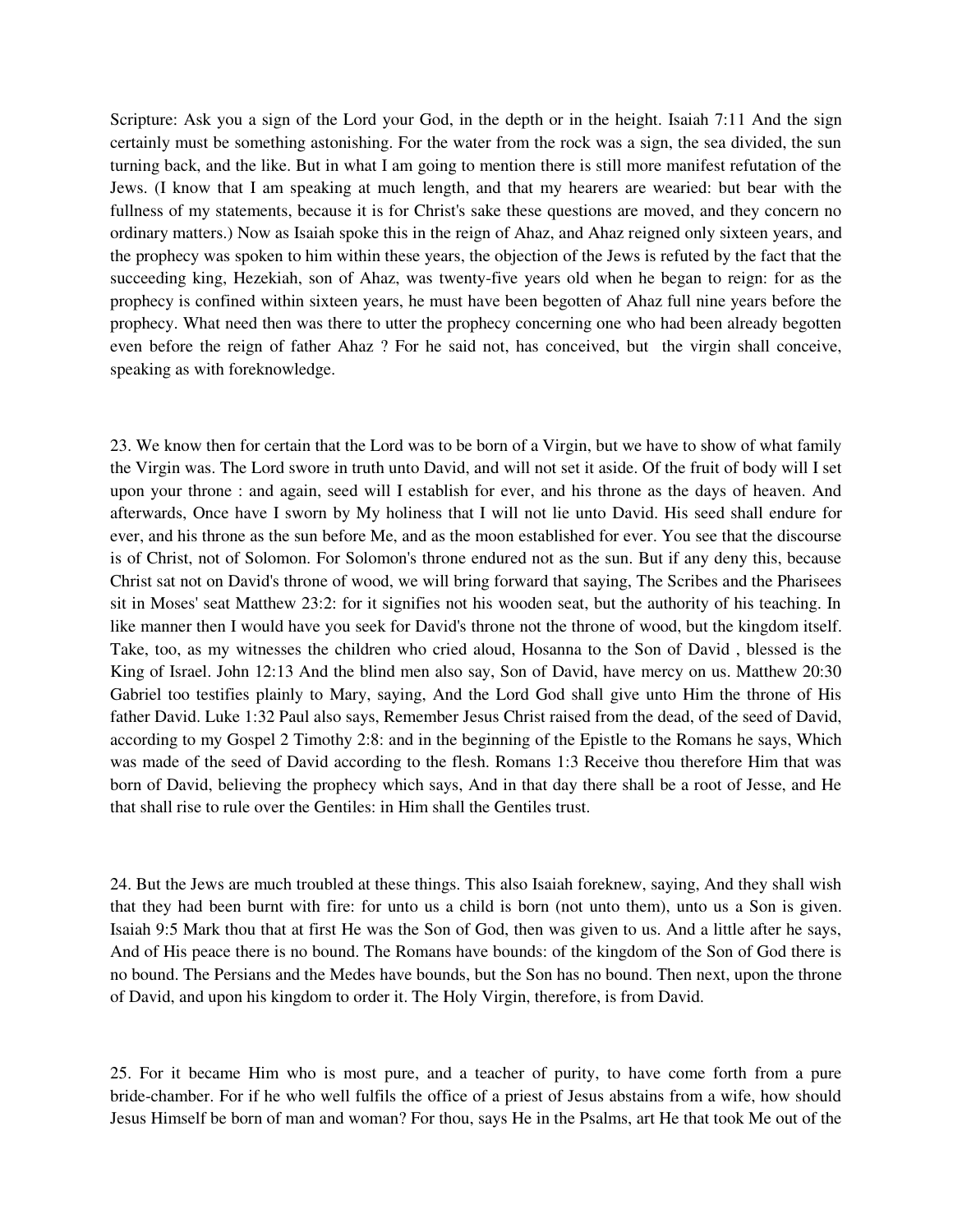Scripture: Ask you a sign of the Lord your God, in the depth or in the height. Isaiah 7:11 And the sign certainly must be something astonishing. For the water from the rock was a sign, the sea divided, the sun turning back, and the like. But in what I am going to mention there is still more manifest refutation of the Jews. (I know that I am speaking at much length, and that my hearers are wearied: but bear with the fullness of my statements, because it is for Christ's sake these questions are moved, and they concern no ordinary matters.) Now as Isaiah spoke this in the reign of Ahaz, and Ahaz reigned only sixteen years, and the prophecy was spoken to him within these years, the objection of the Jews is refuted by the fact that the succeeding king, Hezekiah, son of Ahaz, was twenty-five years old when he began to reign: for as the prophecy is confined within sixteen years, he must have been begotten of Ahaz full nine years before the prophecy. What need then was there to utter the prophecy concerning one who had been already begotten even before the reign of father Ahaz ? For he said not, has conceived, but  the virgin shall conceive, speaking as with foreknowledge.

23. We know then for certain that the Lord was to be born of a Virgin, but we have to show of what family the Virgin was. The Lord swore in truth unto David, and will not set it aside. Of the fruit of body will I set upon your throne : and again, seed will I establish for ever, and his throne as the days of heaven. And afterwards, Once have I sworn by My holiness that I will not lie unto David. His seed shall endure for ever, and his throne as the sun before Me, and as the moon established for ever. You see that the discourse is of Christ, not of Solomon. For Solomon's throne endured not as the sun. But if any deny this, because Christ sat not on David's throne of wood, we will bring forward that saying, The Scribes and the Pharisees sit in Moses' seat Matthew 23:2: for it signifies not his wooden seat, but the authority of his teaching. In like manner then I would have you seek for David's throne not the throne of wood, but the kingdom itself. Take, too, as my witnesses the children who cried aloud, Hosanna to the Son of David , blessed is the King of Israel. John 12:13 And the blind men also say, Son of David, have mercy on us. Matthew 20:30 Gabriel too testifies plainly to Mary, saying, And the Lord God shall give unto Him the throne of His father David. Luke 1:32 Paul also says, Remember Jesus Christ raised from the dead, of the seed of David, according to my Gospel 2 Timothy 2:8: and in the beginning of the Epistle to the Romans he says, Which was made of the seed of David according to the flesh. Romans 1:3 Receive thou therefore Him that was born of David, believing the prophecy which says, And in that day there shall be a root of Jesse, and He that shall rise to rule over the Gentiles: in Him shall the Gentiles trust.

24. But the Jews are much troubled at these things. This also Isaiah foreknew, saying, And they shall wish that they had been burnt with fire: for unto us a child is born (not unto them), unto us a Son is given. Isaiah 9:5 Mark thou that at first He was the Son of God, then was given to us. And a little after he says, And of His peace there is no bound. The Romans have bounds: of the kingdom of the Son of God there is no bound. The Persians and the Medes have bounds, but the Son has no bound. Then next, upon the throne of David, and upon his kingdom to order it. The Holy Virgin, therefore, is from David.

25. For it became Him who is most pure, and a teacher of purity, to have come forth from a pure bride-chamber. For if he who well fulfils the office of a priest of Jesus abstains from a wife, how should Jesus Himself be born of man and woman? For thou, says He in the Psalms, art He that took Me out of the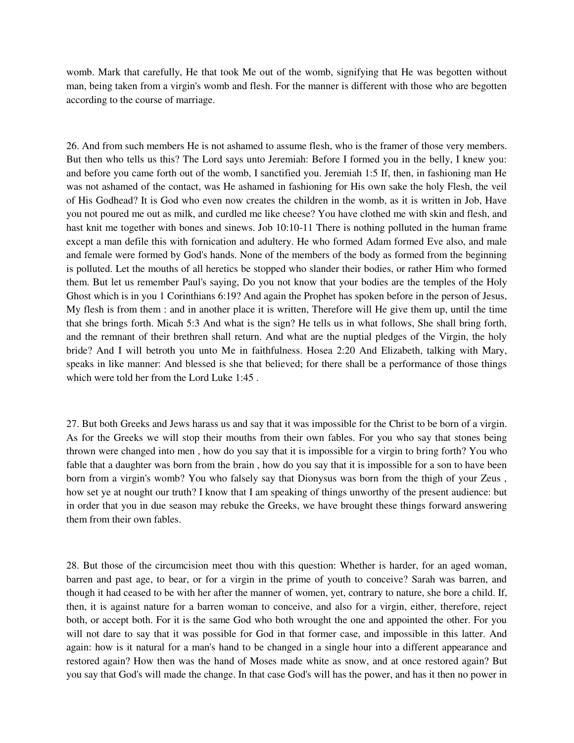womb. Mark that carefully, He that took Me out of the womb, signifying that He was begotten without man, being taken from a virgin's womb and flesh. For the manner is different with those who are begotten according to the course of marriage.

26. And from such members He is not ashamed to assume flesh, who is the framer of those very members. But then who tells us this? The Lord says unto Jeremiah: Before I formed you in the belly, I knew you: and before you came forth out of the womb, I sanctified you. Jeremiah 1:5 If, then, in fashioning man He was not ashamed of the contact, was He ashamed in fashioning for His own sake the holy Flesh, the veil of His Godhead? It is God who even now creates the children in the womb, as it is written in Job, Have you not poured me out as milk, and curdled me like cheese? You have clothed me with skin and flesh, and hast knit me together with bones and sinews. Job 10:10-11 There is nothing polluted in the human frame except a man defile this with fornication and adultery. He who formed Adam formed Eve also, and male and female were formed by God's hands. None of the members of the body as formed from the beginning is polluted. Let the mouths of all heretics be stopped who slander their bodies, or rather Him who formed them. But let us remember Paul's saying, Do you not know that your bodies are the temples of the Holy Ghost which is in you 1 Corinthians 6:19? And again the Prophet has spoken before in the person of Jesus, My flesh is from them : and in another place it is written, Therefore will He give them up, until the time that she brings forth. Micah 5:3 And what is the sign? He tells us in what follows, She shall bring forth, and the remnant of their brethren shall return. And what are the nuptial pledges of the Virgin, the holy bride? And I will betroth you unto Me in faithfulness. Hosea 2:20 And Elizabeth, talking with Mary, speaks in like manner: And blessed is she that believed; for there shall be a performance of those things which were told her from the Lord Luke 1:45 .

27. But both Greeks and Jews harass us and say that it was impossible for the Christ to be born of a virgin. As for the Greeks we will stop their mouths from their own fables. For you who say that stones being thrown were changed into men , how do you say that it is impossible for a virgin to bring forth? You who fable that a daughter was born from the brain , how do you say that it is impossible for a son to have been born from a virgin's womb? You who falsely say that Dionysus was born from the thigh of your Zeus , how set ye at nought our truth? I know that I am speaking of things unworthy of the present audience: but in order that you in due season may rebuke the Greeks, we have brought these things forward answering them from their own fables.

28. But those of the circumcision meet thou with this question: Whether is harder, for an aged woman, barren and past age, to bear, or for a virgin in the prime of youth to conceive? Sarah was barren, and though it had ceased to be with her after the manner of women, yet, contrary to nature, she bore a child. If, then, it is against nature for a barren woman to conceive, and also for a virgin, either, therefore, reject both, or accept both. For it is the same God who both wrought the one and appointed the other. For you will not dare to say that it was possible for God in that former case, and impossible in this latter. And again: how is it natural for a man's hand to be changed in a single hour into a different appearance and restored again? How then was the hand of Moses made white as snow, and at once restored again? But you say that God's will made the change. In that case God's will has the power, and has it then no power in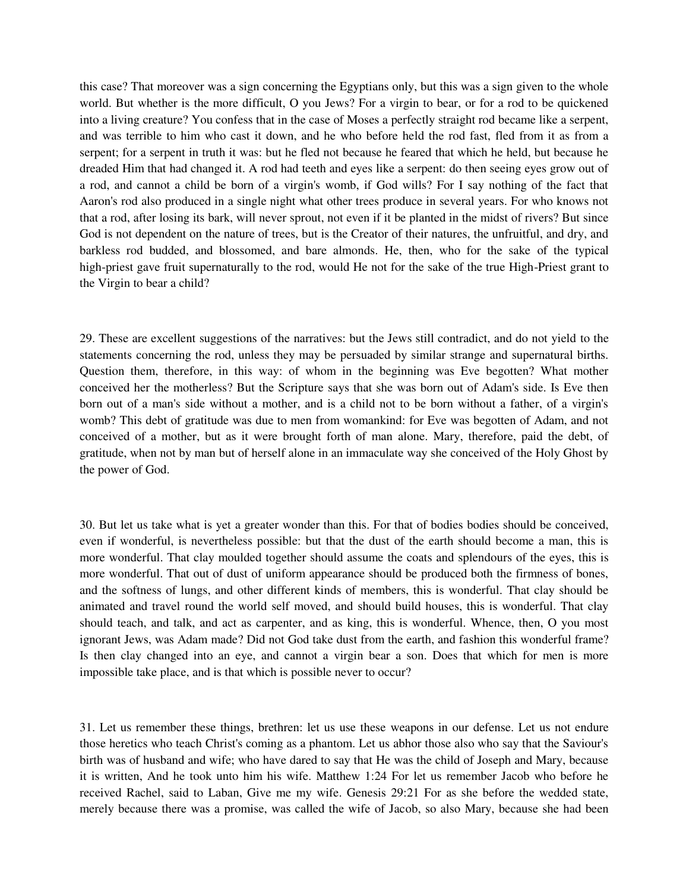this case? That moreover was a sign concerning the Egyptians only, but this was a sign given to the whole world. But whether is the more difficult, O you Jews? For a virgin to bear, or for a rod to be quickened into a living creature? You confess that in the case of Moses a perfectly straight rod became like a serpent, and was terrible to him who cast it down, and he who before held the rod fast, fled from it as from a serpent; for a serpent in truth it was: but he fled not because he feared that which he held, but because he dreaded Him that had changed it. A rod had teeth and eyes like a serpent: do then seeing eyes grow out of a rod, and cannot a child be born of a virgin's womb, if God wills? For I say nothing of the fact that Aaron's rod also produced in a single night what other trees produce in several years. For who knows not that a rod, after losing its bark, will never sprout, not even if it be planted in the midst of rivers? But since God is not dependent on the nature of trees, but is the Creator of their natures, the unfruitful, and dry, and barkless rod budded, and blossomed, and bare almonds. He, then, who for the sake of the typical high-priest gave fruit supernaturally to the rod, would He not for the sake of the true High-Priest grant to the Virgin to bear a child?

29. These are excellent suggestions of the narratives: but the Jews still contradict, and do not yield to the statements concerning the rod, unless they may be persuaded by similar strange and supernatural births. Question them, therefore, in this way: of whom in the beginning was Eve begotten? What mother conceived her the motherless? But the Scripture says that she was born out of Adam's side. Is Eve then born out of a man's side without a mother, and is a child not to be born without a father, of a virgin's womb? This debt of gratitude was due to men from womankind: for Eve was begotten of Adam, and not conceived of a mother, but as it were brought forth of man alone. Mary, therefore, paid the debt, of gratitude, when not by man but of herself alone in an immaculate way she conceived of the Holy Ghost by the power of God.

30. But let us take what is yet a greater wonder than this. For that of bodies bodies should be conceived, even if wonderful, is nevertheless possible: but that the dust of the earth should become a man, this is more wonderful. That clay moulded together should assume the coats and splendours of the eyes, this is more wonderful. That out of dust of uniform appearance should be produced both the firmness of bones, and the softness of lungs, and other different kinds of members, this is wonderful. That clay should be animated and travel round the world self moved, and should build houses, this is wonderful. That clay should teach, and talk, and act as carpenter, and as king, this is wonderful. Whence, then, O you most ignorant Jews, was Adam made? Did not God take dust from the earth, and fashion this wonderful frame? Is then clay changed into an eye, and cannot a virgin bear a son. Does that which for men is more impossible take place, and is that which is possible never to occur?

31. Let us remember these things, brethren: let us use these weapons in our defense. Let us not endure those heretics who teach Christ's coming as a phantom. Let us abhor those also who say that the Saviour's birth was of husband and wife; who have dared to say that He was the child of Joseph and Mary, because it is written, And he took unto him his wife. Matthew 1:24 For let us remember Jacob who before he received Rachel, said to Laban, Give me my wife. Genesis 29:21 For as she before the wedded state, merely because there was a promise, was called the wife of Jacob, so also Mary, because she had been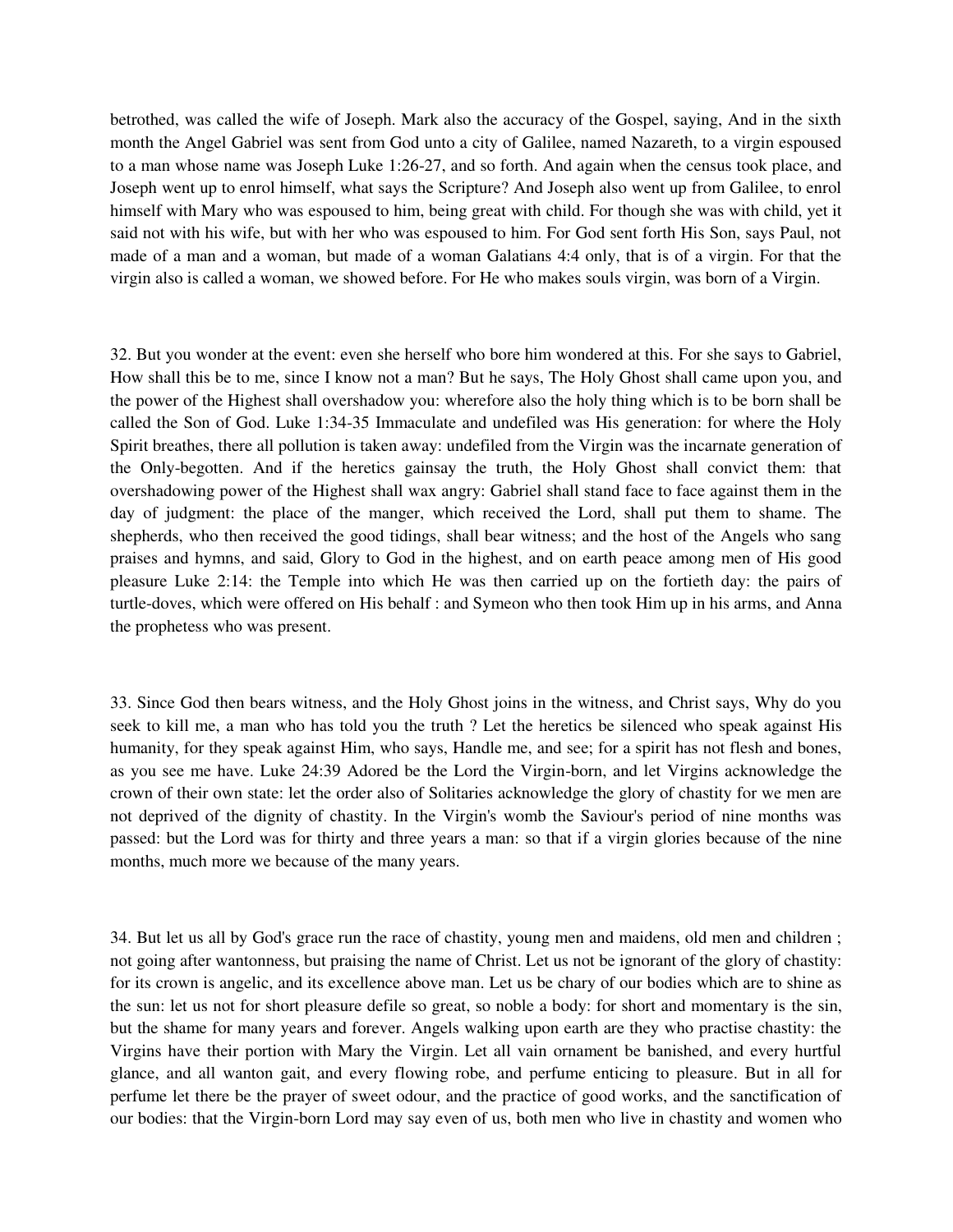betrothed, was called the wife of Joseph. Mark also the accuracy of the Gospel, saying, And in the sixth month the Angel Gabriel was sent from God unto a city of Galilee, named Nazareth, to a virgin espoused to a man whose name was Joseph Luke 1:26-27, and so forth. And again when the census took place, and Joseph went up to enrol himself, what says the Scripture? And Joseph also went up from Galilee, to enrol himself with Mary who was espoused to him, being great with child. For though she was with child, yet it said not with his wife, but with her who was espoused to him. For God sent forth His Son, says Paul, not made of a man and a woman, but made of a woman Galatians 4:4 only, that is of a virgin. For that the virgin also is called a woman, we showed before. For He who makes souls virgin, was born of a Virgin.

32. But you wonder at the event: even she herself who bore him wondered at this. For she says to Gabriel, How shall this be to me, since I know not a man? But he says, The Holy Ghost shall came upon you, and the power of the Highest shall overshadow you: wherefore also the holy thing which is to be born shall be called the Son of God. Luke 1:34-35 Immaculate and undefiled was His generation: for where the Holy Spirit breathes, there all pollution is taken away: undefiled from the Virgin was the incarnate generation of the Only-begotten. And if the heretics gainsay the truth, the Holy Ghost shall convict them: that overshadowing power of the Highest shall wax angry: Gabriel shall stand face to face against them in the day of judgment: the place of the manger, which received the Lord, shall put them to shame. The shepherds, who then received the good tidings, shall bear witness; and the host of the Angels who sang praises and hymns, and said, Glory to God in the highest, and on earth peace among men of His good pleasure Luke 2:14: the Temple into which He was then carried up on the fortieth day: the pairs of turtle-doves, which were offered on His behalf : and Symeon who then took Him up in his arms, and Anna the prophetess who was present.

33. Since God then bears witness, and the Holy Ghost joins in the witness, and Christ says, Why do you seek to kill me, a man who has told you the truth ? Let the heretics be silenced who speak against His humanity, for they speak against Him, who says, Handle me, and see; for a spirit has not flesh and bones, as you see me have. Luke 24:39 Adored be the Lord the Virgin-born, and let Virgins acknowledge the crown of their own state: let the order also of Solitaries acknowledge the glory of chastity for we men are not deprived of the dignity of chastity. In the Virgin's womb the Saviour's period of nine months was passed: but the Lord was for thirty and three years a man: so that if a virgin glories because of the nine months, much more we because of the many years.

34. But let us all by God's grace run the race of chastity, young men and maidens, old men and children ; not going after wantonness, but praising the name of Christ. Let us not be ignorant of the glory of chastity: for its crown is angelic, and its excellence above man. Let us be chary of our bodies which are to shine as the sun: let us not for short pleasure defile so great, so noble a body: for short and momentary is the sin, but the shame for many years and forever. Angels walking upon earth are they who practise chastity: the Virgins have their portion with Mary the Virgin. Let all vain ornament be banished, and every hurtful glance, and all wanton gait, and every flowing robe, and perfume enticing to pleasure. But in all for perfume let there be the prayer of sweet odour, and the practice of good works, and the sanctification of our bodies: that the Virgin-born Lord may say even of us, both men who live in chastity and women who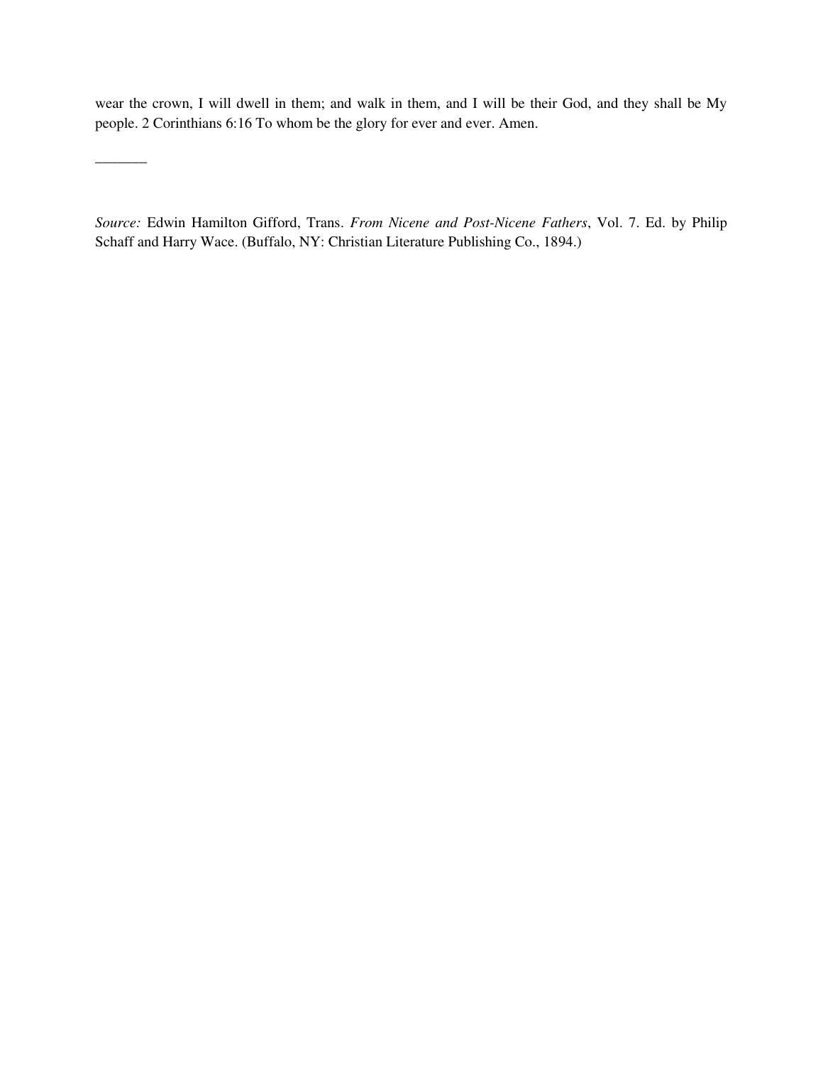wear the crown, I will dwell in them; and walk in them, and I will be their God, and they shall be My people. 2 Corinthians 6:16 To whom be the glory for ever and ever. Amen.

_______

*Source:* Edwin Hamilton Gifford, Trans. *From Nicene and Post-Nicene Fathers*, Vol. 7. Ed. by Philip Schaff and Harry Wace. (Buffalo, NY: Christian Literature Publishing Co., 1894.)